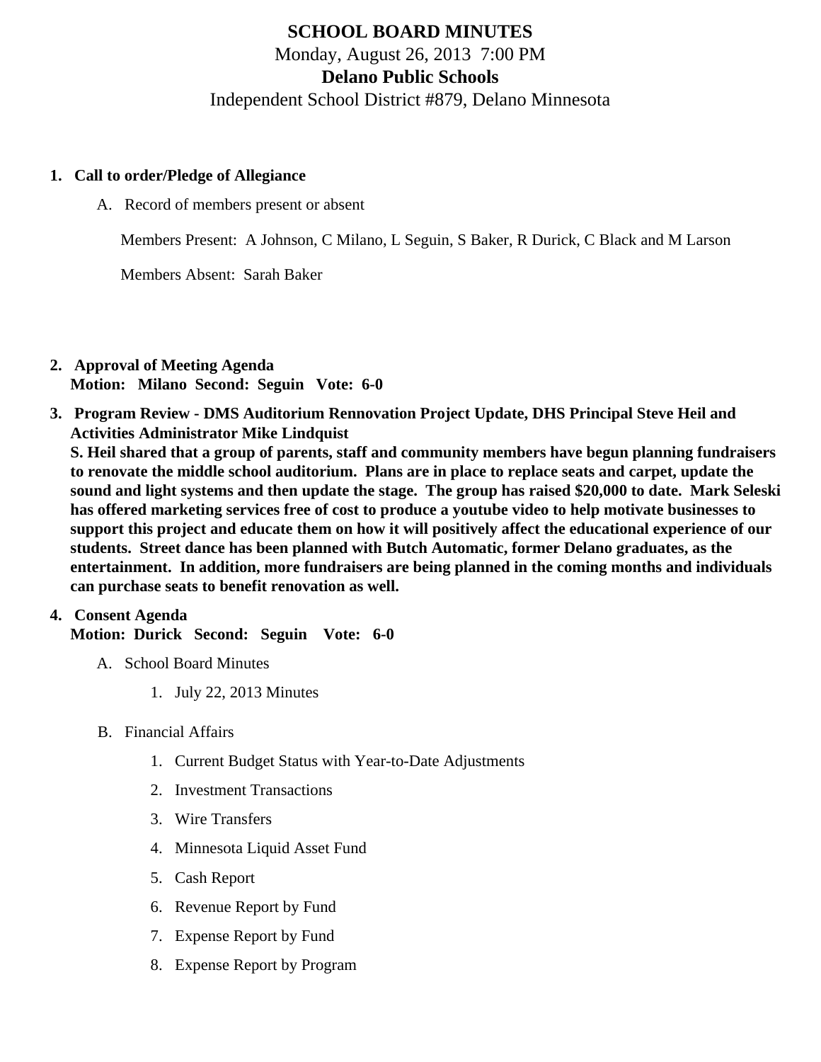# SCHOOL BOARD MINUTES

Monday, August 26, 2013 7:00 PM

**Delano Public Schools**

Independent School District #879, Delano Minnesota

1. **Call to order/Pledge of Allegiance**

   A. Record of members present or absent

   Members Present: A Johnson, C Milano, L Seguin, S Baker, R Durick, C Black and M Larson

   Members Absent: Sarah Baker

2. **Approval of Meeting Agenda**
   **Motion: Milano Second: Seguin Vote: 6-0**

3. **Program Review - DMS Auditorium Rennovation Project Update, DHS Principal Steve Heil and Activities Administrator Mike Lindquist**
   **S. Heil shared that a group of parents, staff and community members have begun planning fundraisers to renovate the middle school auditorium. Plans are in place to replace seats and carpet, update the sound and light systems and then update the stage. The group has raised $20,000 to date. Mark Seleski has offered marketing services free of cost to produce a youtube video to help motivate businesses to support this project and educate them on how it will positively affect the educational experience of our students. Street dance has been planned with Butch Automatic, former Delano graduates, as the entertainment. In addition, more fundraisers are being planned in the coming months and individuals can purchase seats to benefit renovation as well.**

4. **Consent Agenda**
   **Motion: Durick Second: Seguin Vote: 6-0**

   A. School Board Minutes

      1. July 22, 2013 Minutes

   B. Financial Affairs

      1. Current Budget Status with Year-to-Date Adjustments
      2. Investment Transactions
      3. Wire Transfers
      4. Minnesota Liquid Asset Fund
      5. Cash Report
      6. Revenue Report by Fund
      7. Expense Report by Fund
      8. Expense Report by Program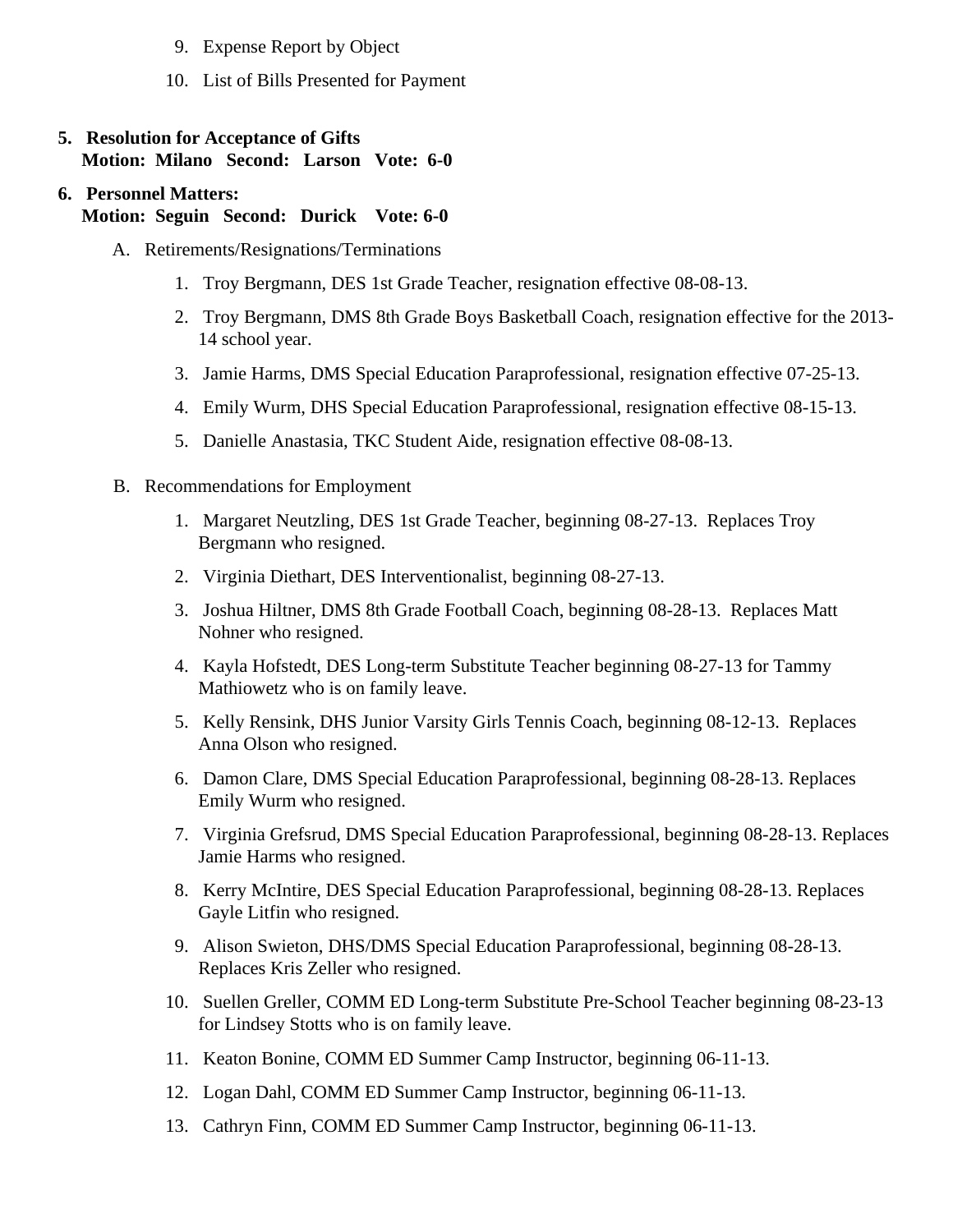9. Expense Report by Object
10. List of Bills Presented for Payment

**5. Resolution for Acceptance of Gifts**
**Motion: Milano Second: Larson Vote: 6-0**

**6. Personnel Matters:**
**Motion: Seguin Second: Durick Vote: 6-0**

A. Retirements/Resignations/Terminations

1. Troy Bergmann, DES 1st Grade Teacher, resignation effective 08-08-13.
2. Troy Bergmann, DMS 8th Grade Boys Basketball Coach, resignation effective for the 2013-14 school year.
3. Jamie Harms, DMS Special Education Paraprofessional, resignation effective 07-25-13.
4. Emily Wurm, DHS Special Education Paraprofessional, resignation effective 08-15-13.
5. Danielle Anastasia, TKC Student Aide, resignation effective 08-08-13.

B. Recommendations for Employment

1. Margaret Neutzling, DES 1st Grade Teacher, beginning 08-27-13. Replaces Troy Bergmann who resigned.
2. Virginia Diethart, DES Interventionalist, beginning 08-27-13.
3. Joshua Hiltner, DMS 8th Grade Football Coach, beginning 08-28-13. Replaces Matt Nohner who resigned.
4. Kayla Hofstedt, DES Long-term Substitute Teacher beginning 08-27-13 for Tammy Mathiowetz who is on family leave.
5. Kelly Rensink, DHS Junior Varsity Girls Tennis Coach, beginning 08-12-13. Replaces Anna Olson who resigned.
6. Damon Clare, DMS Special Education Paraprofessional, beginning 08-28-13. Replaces Emily Wurm who resigned.
7. Virginia Grefsrud, DMS Special Education Paraprofessional, beginning 08-28-13. Replaces Jamie Harms who resigned.
8. Kerry McIntire, DES Special Education Paraprofessional, beginning 08-28-13. Replaces Gayle Litfin who resigned.
9. Alison Swieton, DHS/DMS Special Education Paraprofessional, beginning 08-28-13. Replaces Kris Zeller who resigned.
10. Suellen Greller, COMM ED Long-term Substitute Pre-School Teacher beginning 08-23-13 for Lindsey Stotts who is on family leave.
11. Keaton Bonine, COMM ED Summer Camp Instructor, beginning 06-11-13.
12. Logan Dahl, COMM ED Summer Camp Instructor, beginning 06-11-13.
13. Cathryn Finn, COMM ED Summer Camp Instructor, beginning 06-11-13.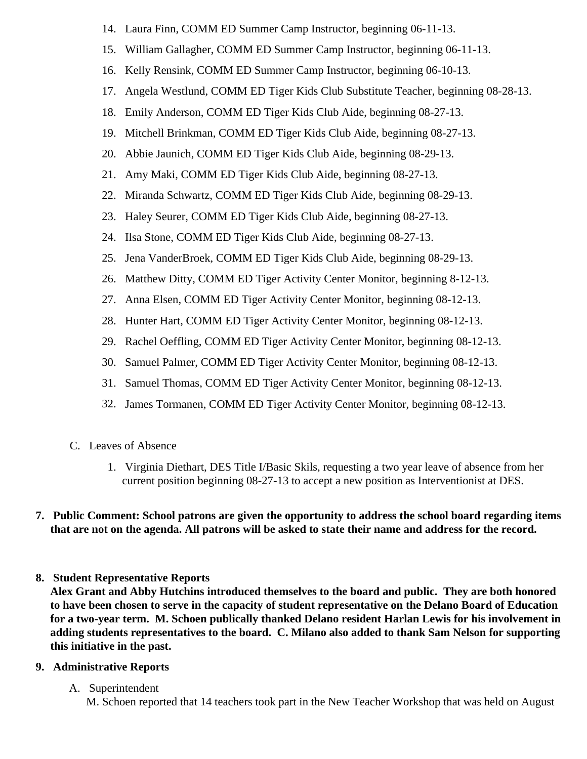14. Laura Finn, COMM ED Summer Camp Instructor, beginning 06-11-13.
15. William Gallagher, COMM ED Summer Camp Instructor, beginning 06-11-13.
16. Kelly Rensink, COMM ED Summer Camp Instructor, beginning 06-10-13.
17. Angela Westlund, COMM ED Tiger Kids Club Substitute Teacher, beginning 08-28-13.
18. Emily Anderson, COMM ED Tiger Kids Club Aide, beginning 08-27-13.
19. Mitchell Brinkman, COMM ED Tiger Kids Club Aide, beginning 08-27-13.
20. Abbie Jaunich, COMM ED Tiger Kids Club Aide, beginning 08-29-13.
21. Amy Maki, COMM ED Tiger Kids Club Aide, beginning 08-27-13.
22. Miranda Schwartz, COMM ED Tiger Kids Club Aide, beginning 08-29-13.
23. Haley Seurer, COMM ED Tiger Kids Club Aide, beginning 08-27-13.
24. Ilsa Stone, COMM ED Tiger Kids Club Aide, beginning 08-27-13.
25. Jena VanderBroek, COMM ED Tiger Kids Club Aide, beginning 08-29-13.
26. Matthew Ditty, COMM ED Tiger Activity Center Monitor, beginning 8-12-13.
27. Anna Elsen, COMM ED Tiger Activity Center Monitor, beginning 08-12-13.
28. Hunter Hart, COMM ED Tiger Activity Center Monitor, beginning 08-12-13.
29. Rachel Oeffling, COMM ED Tiger Activity Center Monitor, beginning 08-12-13.
30. Samuel Palmer, COMM ED Tiger Activity Center Monitor, beginning 08-12-13.
31. Samuel Thomas, COMM ED Tiger Activity Center Monitor, beginning 08-12-13.
32. James Tormanen, COMM ED Tiger Activity Center Monitor, beginning 08-12-13.

C. Leaves of Absence

1. Virginia Diethart, DES Title I/Basic Skils, requesting a two year leave of absence from her current position beginning 08-27-13 to accept a new position as Interventionist at DES.

**7. Public Comment: School patrons are given the opportunity to address the school board regarding items that are not on the agenda. All patrons will be asked to state their name and address for the record.**

**8. Student Representative Reports**
**Alex Grant and Abby Hutchins introduced themselves to the board and public. They are both honored to have been chosen to serve in the capacity of student representative on the Delano Board of Education for a two-year term. M. Schoen publically thanked Delano resident Harlan Lewis for his involvement in adding students representatives to the board. C. Milano also added to thank Sam Nelson for supporting this initiative in the past.**

**9. Administrative Reports**

A. Superintendent
M. Schoen reported that 14 teachers took part in the New Teacher Workshop that was held on August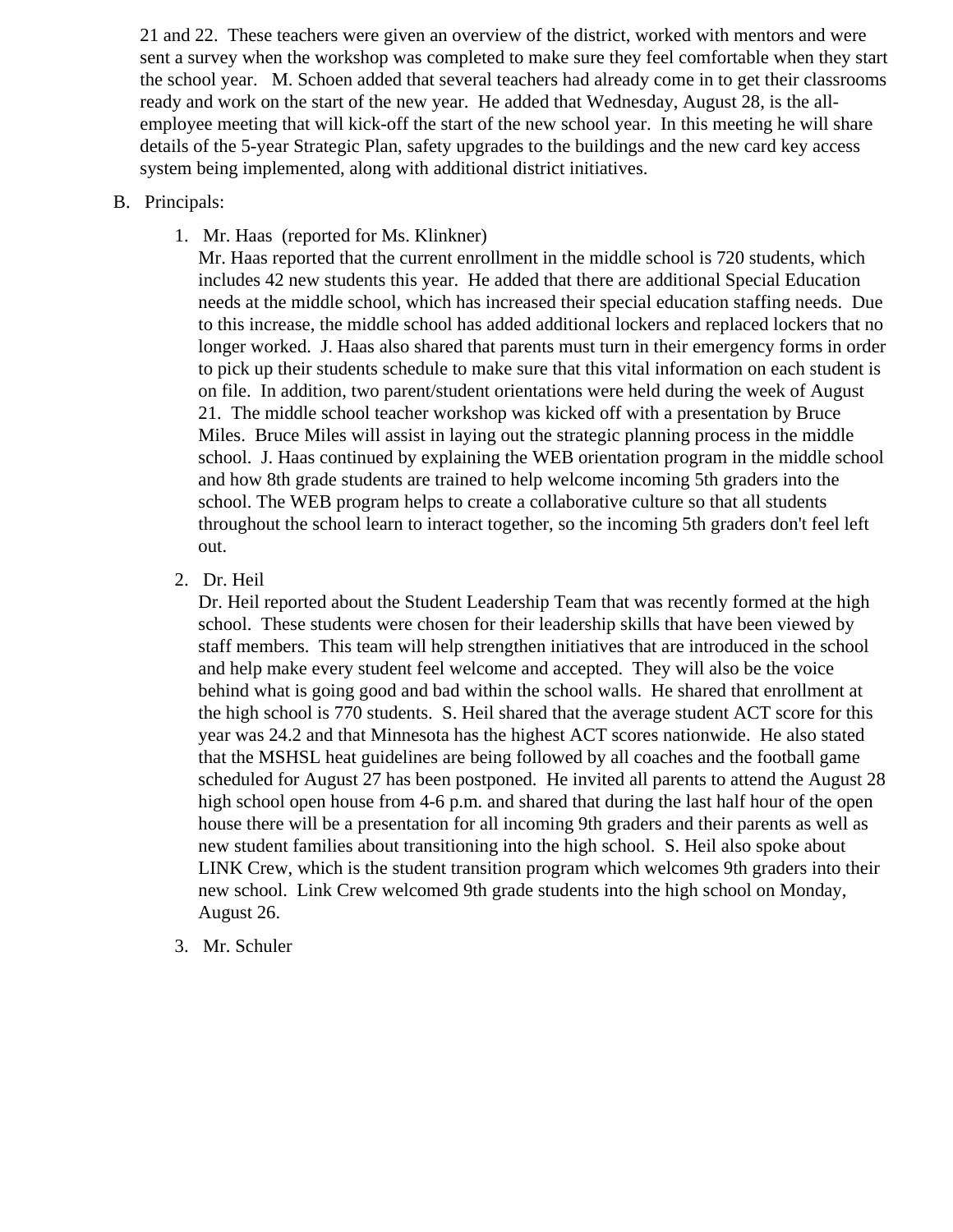21 and 22. These teachers were given an overview of the district, worked with mentors and were sent a survey when the workshop was completed to make sure they feel comfortable when they start the school year. M. Schoen added that several teachers had already come in to get their classrooms ready and work on the start of the new year. He added that Wednesday, August 28, is the all-employee meeting that will kick-off the start of the new school year. In this meeting he will share details of the 5-year Strategic Plan, safety upgrades to the buildings and the new card key access system being implemented, along with additional district initiatives.

B. Principals:

1. Mr. Haas (reported for Ms. Klinkner)
   Mr. Haas reported that the current enrollment in the middle school is 720 students, which includes 42 new students this year. He added that there are additional Special Education needs at the middle school, which has increased their special education staffing needs. Due to this increase, the middle school has added additional lockers and replaced lockers that no longer worked. J. Haas also shared that parents must turn in their emergency forms in order to pick up their students schedule to make sure that this vital information on each student is on file. In addition, two parent/student orientations were held during the week of August 21. The middle school teacher workshop was kicked off with a presentation by Bruce Miles. Bruce Miles will assist in laying out the strategic planning process in the middle school. J. Haas continued by explaining the WEB orientation program in the middle school and how 8th grade students are trained to help welcome incoming 5th graders into the school. The WEB program helps to create a collaborative culture so that all students throughout the school learn to interact together, so the incoming 5th graders don't feel left out.

2. Dr. Heil
   Dr. Heil reported about the Student Leadership Team that was recently formed at the high school. These students were chosen for their leadership skills that have been viewed by staff members. This team will help strengthen initiatives that are introduced in the school and help make every student feel welcome and accepted. They will also be the voice behind what is going good and bad within the school walls. He shared that enrollment at the high school is 770 students. S. Heil shared that the average student ACT score for this year was 24.2 and that Minnesota has the highest ACT scores nationwide. He also stated that the MSHSL heat guidelines are being followed by all coaches and the football game scheduled for August 27 has been postponed. He invited all parents to attend the August 28 high school open house from 4-6 p.m. and shared that during the last half hour of the open house there will be a presentation for all incoming 9th graders and their parents as well as new student families about transitioning into the high school. S. Heil also spoke about LINK Crew, which is the student transition program which welcomes 9th graders into their new school. Link Crew welcomed 9th grade students into the high school on Monday, August 26.

3. Mr. Schuler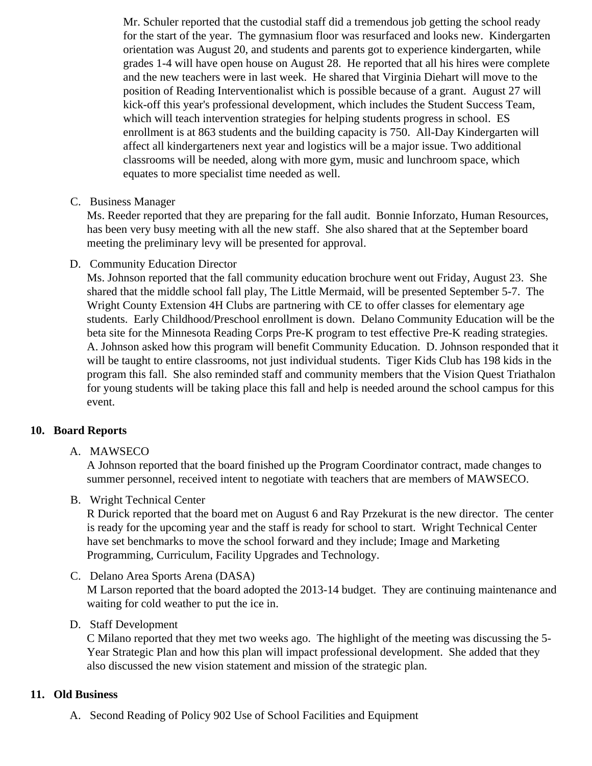Mr. Schuler reported that the custodial staff did a tremendous job getting the school ready for the start of the year. The gymnasium floor was resurfaced and looks new. Kindergarten orientation was August 20, and students and parents got to experience kindergarten, while grades 1-4 will have open house on August 28. He reported that all his hires were complete and the new teachers were in last week. He shared that Virginia Diehart will move to the position of Reading Interventionalist which is possible because of a grant. August 27 will kick-off this year's professional development, which includes the Student Success Team, which will teach intervention strategies for helping students progress in school. ES enrollment is at 863 students and the building capacity is 750. All-Day Kindergarten will affect all kindergarteners next year and logistics will be a major issue. Two additional classrooms will be needed, along with more gym, music and lunchroom space, which equates to more specialist time needed as well.

C. Business Manager
Ms. Reeder reported that they are preparing for the fall audit. Bonnie Inforzato, Human Resources, has been very busy meeting with all the new staff. She also shared that at the September board meeting the preliminary levy will be presented for approval.

D. Community Education Director
Ms. Johnson reported that the fall community education brochure went out Friday, August 23. She shared that the middle school fall play, The Little Mermaid, will be presented September 5-7. The Wright County Extension 4H Clubs are partnering with CE to offer classes for elementary age students. Early Childhood/Preschool enrollment is down. Delano Community Education will be the beta site for the Minnesota Reading Corps Pre-K program to test effective Pre-K reading strategies. A. Johnson asked how this program will benefit Community Education. D. Johnson responded that it will be taught to entire classrooms, not just individual students. Tiger Kids Club has 198 kids in the program this fall. She also reminded staff and community members that the Vision Quest Triathalon for young students will be taking place this fall and help is needed around the school campus for this event.

## 10. Board Reports

A. MAWSECO
A Johnson reported that the board finished up the Program Coordinator contract, made changes to summer personnel, received intent to negotiate with teachers that are members of MAWSECO.

B. Wright Technical Center
R Durick reported that the board met on August 6 and Ray Przekurat is the new director. The center is ready for the upcoming year and the staff is ready for school to start. Wright Technical Center have set benchmarks to move the school forward and they include; Image and Marketing Programming, Curriculum, Facility Upgrades and Technology.

C. Delano Area Sports Arena (DASA)
M Larson reported that the board adopted the 2013-14 budget. They are continuing maintenance and waiting for cold weather to put the ice in.

D. Staff Development
C Milano reported that they met two weeks ago. The highlight of the meeting was discussing the 5-Year Strategic Plan and how this plan will impact professional development. She added that they also discussed the new vision statement and mission of the strategic plan.

## 11. Old Business

A. Second Reading of Policy 902 Use of School Facilities and Equipment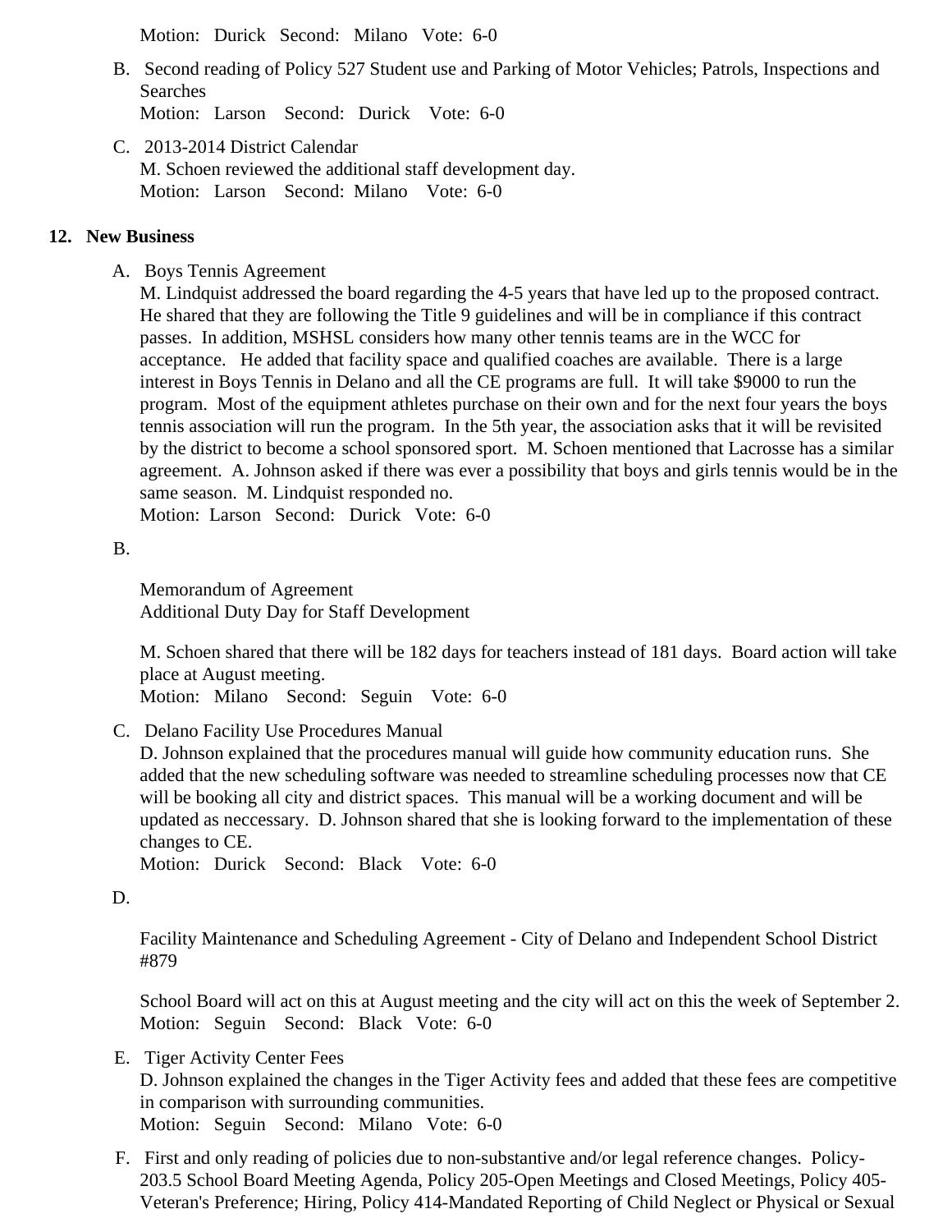Motion: Durick Second: Milano Vote: 6-0

B. Second reading of Policy 527 Student use and Parking of Motor Vehicles; Patrols, Inspections and Searches
   Motion: Larson Second: Durick Vote: 6-0

C. 2013-2014 District Calendar
   M. Schoen reviewed the additional staff development day.
   Motion: Larson Second: Milano Vote: 6-0

## 12. New Business

A. Boys Tennis Agreement
   M. Lindquist addressed the board regarding the 4-5 years that have led up to the proposed contract. He shared that they are following the Title 9 guidelines and will be in compliance if this contract passes. In addition, MSHSL considers how many other tennis teams are in the WCC for acceptance. He added that facility space and qualified coaches are available. There is a large interest in Boys Tennis in Delano and all the CE programs are full. It will take $9000 to run the program. Most of the equipment athletes purchase on their own and for the next four years the boys tennis association will run the program. In the 5th year, the association asks that it will be revisited by the district to become a school sponsored sport. M. Schoen mentioned that Lacrosse has a similar agreement. A. Johnson asked if there was ever a possibility that boys and girls tennis would be in the same season. M. Lindquist responded no.
   Motion: Larson Second: Durick Vote: 6-0

B.

   Memorandum of Agreement
   Additional Duty Day for Staff Development

   M. Schoen shared that there will be 182 days for teachers instead of 181 days. Board action will take place at August meeting.
   Motion: Milano Second: Seguin Vote: 6-0

C. Delano Facility Use Procedures Manual
   D. Johnson explained that the procedures manual will guide how community education runs. She added that the new scheduling software was needed to streamline scheduling processes now that CE will be booking all city and district spaces. This manual will be a working document and will be updated as neccessary. D. Johnson shared that she is looking forward to the implementation of these changes to CE.
   Motion: Durick Second: Black Vote: 6-0

D.

   Facility Maintenance and Scheduling Agreement - City of Delano and Independent School District #879

   School Board will act on this at August meeting and the city will act on this the week of September 2.
   Motion: Seguin Second: Black Vote: 6-0

E. Tiger Activity Center Fees
   D. Johnson explained the changes in the Tiger Activity fees and added that these fees are competitive in comparison with surrounding communities.
   Motion: Seguin Second: Milano Vote: 6-0

F. First and only reading of policies due to non-substantive and/or legal reference changes. Policy-203.5 School Board Meeting Agenda, Policy 205-Open Meetings and Closed Meetings, Policy 405-Veteran's Preference; Hiring, Policy 414-Mandated Reporting of Child Neglect or Physical or Sexual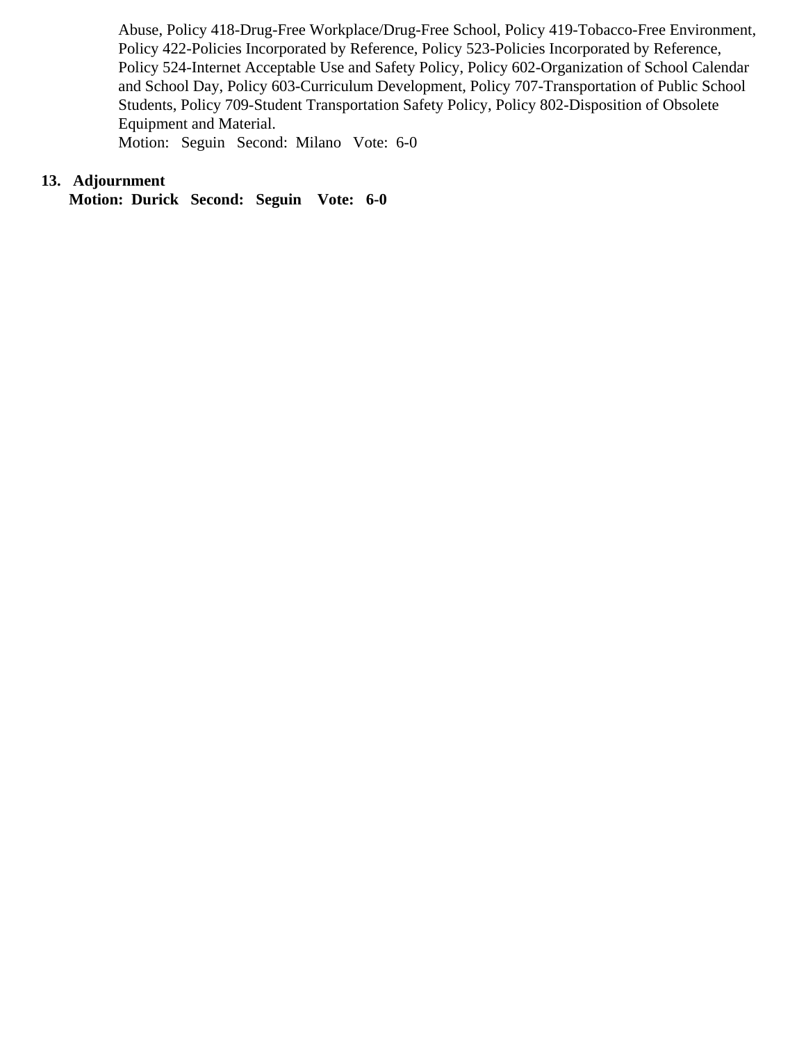Abuse, Policy 418-Drug-Free Workplace/Drug-Free School, Policy 419-Tobacco-Free Environment, Policy 422-Policies Incorporated by Reference, Policy 523-Policies Incorporated by Reference, Policy 524-Internet Acceptable Use and Safety Policy, Policy 602-Organization of School Calendar and School Day, Policy 603-Curriculum Development, Policy 707-Transportation of Public School Students, Policy 709-Student Transportation Safety Policy, Policy 802-Disposition of Obsolete Equipment and Material.

Motion: Seguin Second: Milano Vote: 6-0

**13. Adjournment**

**Motion: Durick Second: Seguin Vote: 6-0**